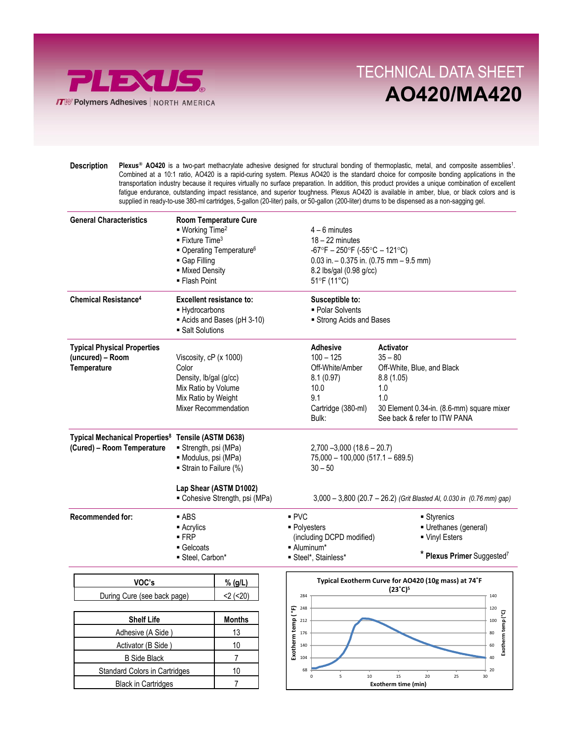# TECHNICAL DATA SHEET
## AO420/MA420

**Description**

**Plexus® AO420** is a two-part methacrylate adhesive designed for structural bonding of thermoplastic, metal, and composite assemblies[1]. Combined at a 10:1 ratio, AO420 is a rapid-curing system. Plexus AO420 is the standard choice for composite bonding applications in the transportation industry because it requires virtually no surface preparation. In addition, this product provides a unique combination of excellent fatigue endurance, outstanding impact resistance, and superior toughness. Plexus AO420 is available in amber, blue, or black colors and is supplied in ready-to-use 380-ml cartridges, 5-gallon (20-liter) pails, or 50-gallon (200-liter) drums to be dispensed as a non-sagging gel.

**General Characteristics**

**Room Temperature Cure**

- Working Time[2]: 4 – 6 minutes
- Fixture Time[3]: 18 – 22 minutes
- Operating Temperature[6]: -67°F – 250°F (-55°C – 121°C)
- Gap Filling: 0.03 in. – 0.375 in. (0.75 mm – 9.5 mm)
- Mixed Density: 8.2 lbs/gal (0.98 g/cc)
- Flash Point: 51°F (11°C)

**Chemical Resistance[4]**

| Excellent resistance to: | Susceptible to: |
|---|---|
| Hydrocarbons | Polar Solvents |
| Acids and Bases (pH 3-10) | Strong Acids and Bases |
| Salt Solutions | |

**Typical Physical Properties (uncured) – Room Temperature**

| | Adhesive | Activator |
|---|---|---|
| Viscosity, cP (x 1000) | 100 – 125 | 35 – 80 |
| Color | Off-White/Amber | Off-White, Blue, and Black |
| Density, lb/gal (g/cc) | 8.1 (0.97) | 8.8 (1.05) |
| Mix Ratio by Volume | 10.0 | 1.0 |
| Mix Ratio by Weight | 9.1 | 1.0 |
| Mixer Recommendation | Cartridge (380-ml) | 30 Element 0.34-in. (8.6-mm) square mixer |
| | Bulk: | See back & refer to ITW PANA |

**Typical Mechanical Properties[8] (Cured) – Room Temperature**

**Tensile (ASTM D638)**

- Strength, psi (MPa): 2,700 –3,000 (18.6 – 20.7)
- Modulus, psi (MPa): 75,000 – 100,000 (517.1 – 689.5)
- Strain to Failure (%): 30 – 50

**Lap Shear (ASTM D1002)**

- Cohesive Strength, psi (MPa): 3,000 – 3,800 (20.7 – 26.2) *(Grit Blasted Al, 0.030 in (0.76 mm) gap)*

**Recommended for:**

- ABS
- Acrylics
- FRP
- Gelcoats
- Steel, Carbon*
- PVC
- Polyesters (including DCPD modified)
- Aluminum*
- Steel*, Stainless*
- Styrenics
- Urethanes (general)
- Vinyl Esters

\* **Plexus Primer** Suggested[7]

| VOC's | % (g/L) |
|---|---|
| During Cure (see back page) | <2 (<20) |

| Shelf Life | Months |
|---|---|
| Adhesive (A Side ) | 13 |
| Activator (B Side ) | 10 |
| B Side Black | 7 |
| Standard Colors in Cartridges | 10 |
| Black in Cartridges | 7 |

**Typical Exotherm Curve for AO420 (10g mass) at 74˚F (23˚C)[5]**

(Chart axes: Exotherm temp (°F) 68–284; Exotherm temp (°C) 20–140; Exotherm time (min) 0–30)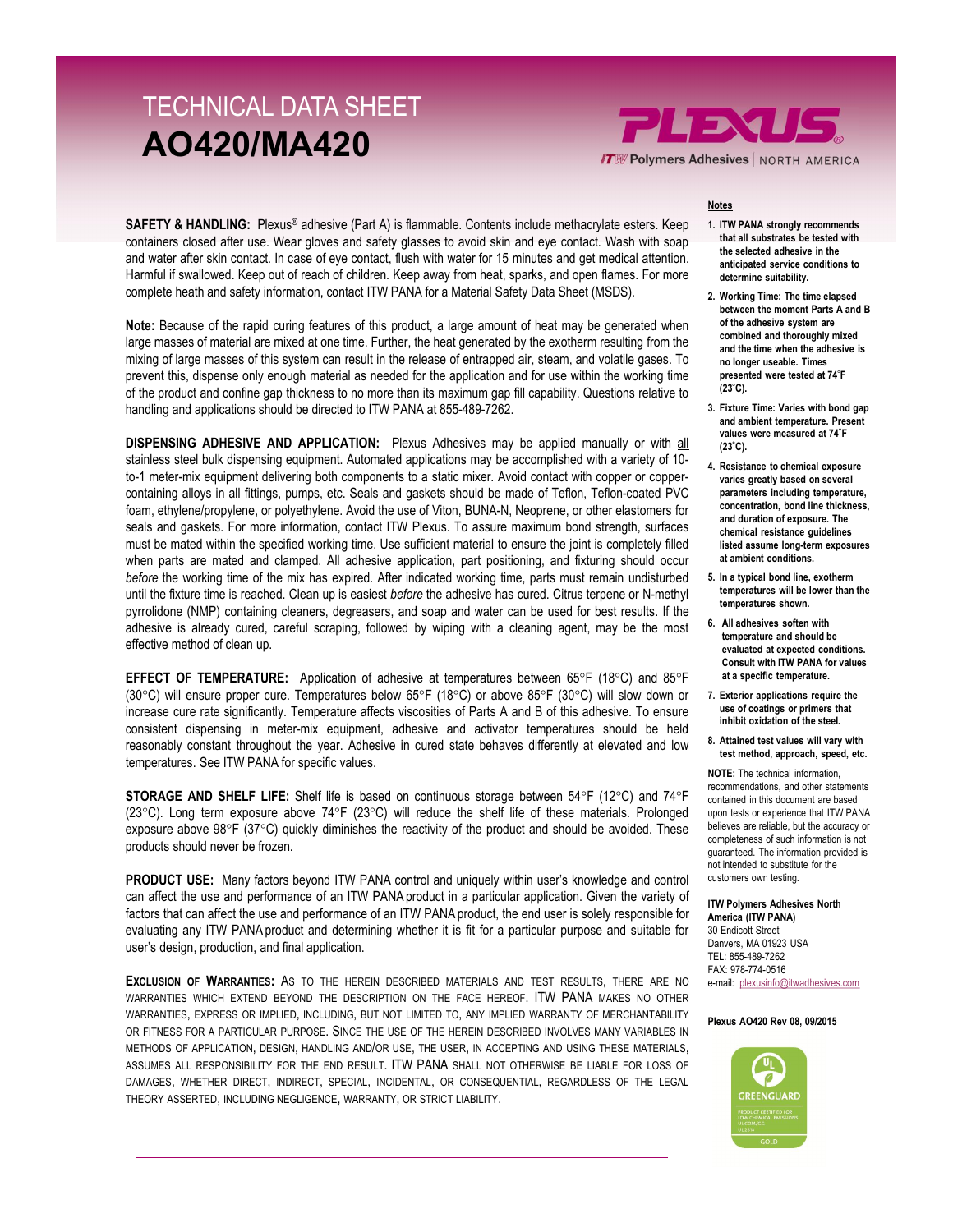# TECHNICAL DATA SHEET
# AO420/MA420

PLEXUS
ITW Polymers Adhesives | NORTH AMERICA

**SAFETY & HANDLING:** Plexus® adhesive (Part A) is flammable. Contents include methacrylate esters. Keep containers closed after use. Wear gloves and safety glasses to avoid skin and eye contact. Wash with soap and water after skin contact. In case of eye contact, flush with water for 15 minutes and get medical attention. Harmful if swallowed. Keep out of reach of children. Keep away from heat, sparks, and open flames. For more complete heath and safety information, contact ITW PANA for a Material Safety Data Sheet (MSDS).

**Note:** Because of the rapid curing features of this product, a large amount of heat may be generated when large masses of material are mixed at one time. Further, the heat generated by the exotherm resulting from the mixing of large masses of this system can result in the release of entrapped air, steam, and volatile gases. To prevent this, dispense only enough material as needed for the application and for use within the working time of the product and confine gap thickness to no more than its maximum gap fill capability. Questions relative to handling and applications should be directed to ITW PANA at 855-489-7262.

**DISPENSING ADHESIVE AND APPLICATION:** Plexus Adhesives may be applied manually or with all stainless steel bulk dispensing equipment. Automated applications may be accomplished with a variety of 10-to-1 meter-mix equipment delivering both components to a static mixer. Avoid contact with copper or copper-containing alloys in all fittings, pumps, etc. Seals and gaskets should be made of Teflon, Teflon-coated PVC foam, ethylene/propylene, or polyethylene. Avoid the use of Viton, BUNA-N, Neoprene, or other elastomers for seals and gaskets. For more information, contact ITW Plexus. To assure maximum bond strength, surfaces must be mated within the specified working time. Use sufficient material to ensure the joint is completely filled when parts are mated and clamped. All adhesive application, part positioning, and fixturing should occur *before* the working time of the mix has expired. After indicated working time, parts must remain undisturbed until the fixture time is reached. Clean up is easiest *before* the adhesive has cured. Citrus terpene or N-methyl pyrrolidone (NMP) containing cleaners, degreasers, and soap and water can be used for best results. If the adhesive is already cured, careful scraping, followed by wiping with a cleaning agent, may be the most effective method of clean up.

**EFFECT OF TEMPERATURE:** Application of adhesive at temperatures between 65°F (18°C) and 85°F (30°C) will ensure proper cure. Temperatures below 65°F (18°C) or above 85°F (30°C) will slow down or increase cure rate significantly. Temperature affects viscosities of Parts A and B of this adhesive. To ensure consistent dispensing in meter-mix equipment, adhesive and activator temperatures should be held reasonably constant throughout the year. Adhesive in cured state behaves differently at elevated and low temperatures. See ITW PANA for specific values.

**STORAGE AND SHELF LIFE:** Shelf life is based on continuous storage between 54°F (12°C) and 74°F (23°C). Long term exposure above 74°F (23°C) will reduce the shelf life of these materials. Prolonged exposure above 98°F (37°C) quickly diminishes the reactivity of the product and should be avoided. These products should never be frozen.

**PRODUCT USE:** Many factors beyond ITW PANA control and uniquely within user's knowledge and control can affect the use and performance of an ITW PANA product in a particular application. Given the variety of factors that can affect the use and performance of an ITW PANA product, the end user is solely responsible for evaluating any ITW PANA product and determining whether it is fit for a particular purpose and suitable for user's design, production, and final application.

**EXCLUSION OF WARRANTIES:** AS TO THE HEREIN DESCRIBED MATERIALS AND TEST RESULTS, THERE ARE NO WARRANTIES WHICH EXTEND BEYOND THE DESCRIPTION ON THE FACE HEREOF. ITW PANA MAKES NO OTHER WARRANTIES, EXPRESS OR IMPLIED, INCLUDING, BUT NOT LIMITED TO, ANY IMPLIED WARRANTY OF MERCHANTABILITY OR FITNESS FOR A PARTICULAR PURPOSE. SINCE THE USE OF THE HEREIN DESCRIBED INVOLVES MANY VARIABLES IN METHODS OF APPLICATION, DESIGN, HANDLING AND/OR USE, THE USER, IN ACCEPTING AND USING THESE MATERIALS, ASSUMES ALL RESPONSIBILITY FOR THE END RESULT. ITW PANA SHALL NOT OTHERWISE BE LIABLE FOR LOSS OF DAMAGES, WHETHER DIRECT, INDIRECT, SPECIAL, INCIDENTAL, OR CONSEQUENTIAL, REGARDLESS OF THE LEGAL THEORY ASSERTED, INCLUDING NEGLIGENCE, WARRANTY, OR STRICT LIABILITY.

**Notes**

1. **ITW PANA strongly recommends that all substrates be tested with the selected adhesive in the anticipated service conditions to determine suitability.**
2. **Working Time: The time elapsed between the moment Parts A and B of the adhesive system are combined and thoroughly mixed and the time when the adhesive is no longer useable. Times presented were tested at 74˚F (23˚C).**
3. **Fixture Time: Varies with bond gap and ambient temperature. Present values were measured at 74˚F (23˚C).**
4. **Resistance to chemical exposure varies greatly based on several parameters including temperature, concentration, bond line thickness, and duration of exposure. The chemical resistance guidelines listed assume long-term exposures at ambient conditions.**
5. **In a typical bond line, exotherm temperatures will be lower than the temperatures shown.**
6. **All adhesives soften with temperature and should be evaluated at expected conditions. Consult with ITW PANA for values at a specific temperature.**
7. **Exterior applications require the use of coatings or primers that inhibit oxidation of the steel.**
8. **Attained test values will vary with test method, approach, speed, etc.**

**NOTE:** The technical information, recommendations, and other statements contained in this document are based upon tests or experience that ITW PANA believes are reliable, but the accuracy or completeness of such information is not guaranteed. The information provided is not intended to substitute for the customers own testing.

**ITW Polymers Adhesives North America (ITW PANA)**
30 Endicott Street
Danvers, MA 01923 USA
TEL: 855-489-7262
FAX: 978-774-0516
e-mail: plexusinfo@itwadhesives.com

**Plexus AO420 Rev 08, 09/2015**

GREENGUARD GOLD